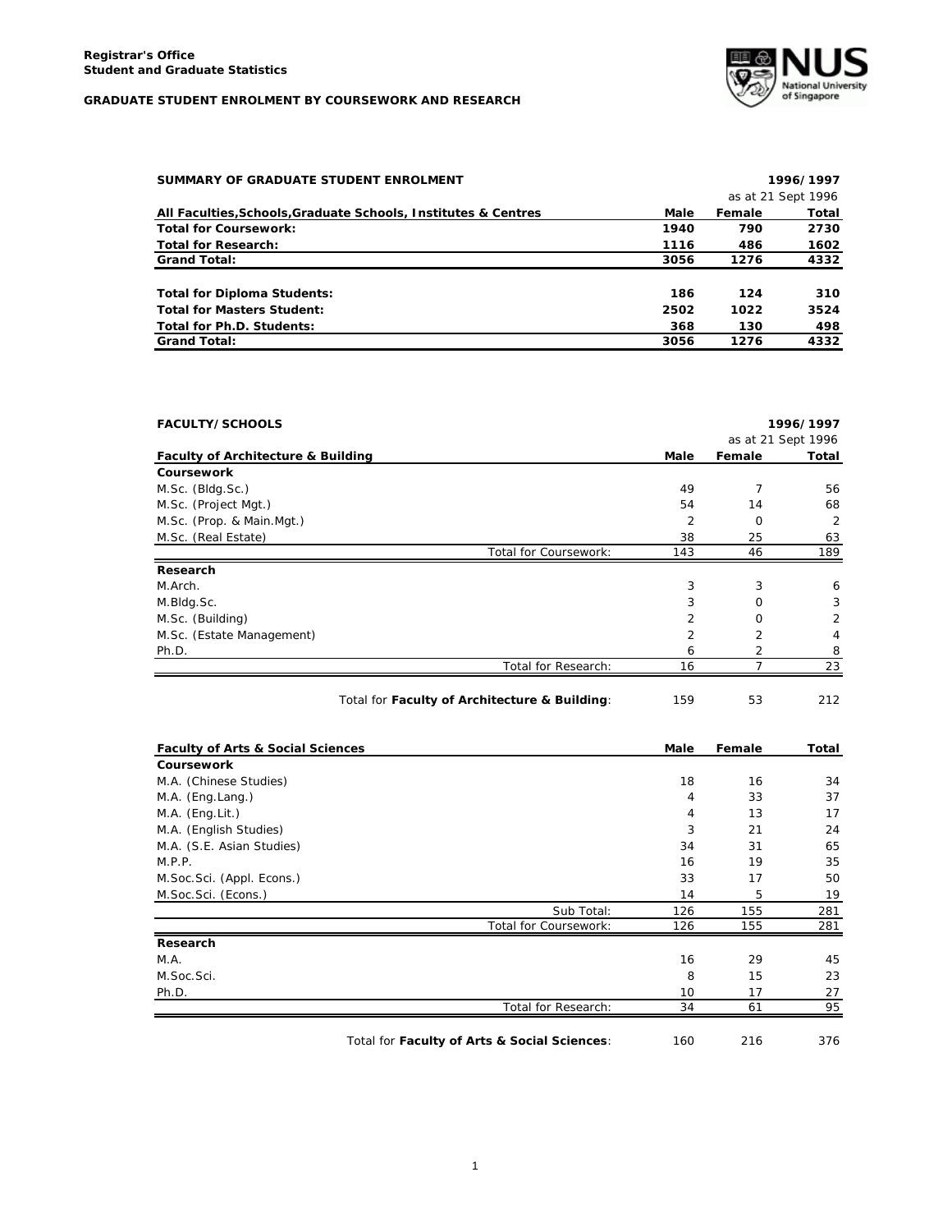**Registrar's Office**
**Student and Graduate Statistics**

**GRADUATE STUDENT ENROLMENT BY COURSEWORK AND RESEARCH**

## SUMMARY OF GRADUATE STUDENT ENROLMENT

**1996/1997**
as at 21 Sept 1996

| All Faculties,Schools,Graduate Schools, Institutes & Centres | Male | Female | Total |
|---|---|---|---|
| **Total for Coursework:** | **1940** | **790** | **2730** |
| **Total for Research:** | **1116** | **486** | **1602** |
| **Grand Total:** | **3056** | **1276** | **4332** |
| | | | |
| **Total for Diploma Students:** | **186** | **124** | **310** |
| **Total for Masters Student:** | **2502** | **1022** | **3524** |
| **Total for Ph.D. Students:** | **368** | **130** | **498** |
| **Grand Total:** | **3056** | **1276** | **4332** |

## FACULTY/SCHOOLS

**1996/1997**
as at 21 Sept 1996

| Faculty of Architecture & Building | Male | Female | Total |
|---|---|---|---|
| **Coursework** | | | |
| M.Sc. (Bldg.Sc.) | 49 | 7 | 56 |
| M.Sc. (Project Mgt.) | 54 | 14 | 68 |
| M.Sc. (Prop. & Main.Mgt.) | 2 | 0 | 2 |
| M.Sc. (Real Estate) | 38 | 25 | 63 |
| Total for Coursework: | 143 | 46 | 189 |
| **Research** | | | |
| M.Arch. | 3 | 3 | 6 |
| M.Bldg.Sc. | 3 | 0 | 3 |
| M.Sc. (Building) | 2 | 0 | 2 |
| M.Sc. (Estate Management) | 2 | 2 | 4 |
| Ph.D. | 6 | 2 | 8 |
| Total for Research: | 16 | 7 | 23 |
| Total for **Faculty of Architecture & Building**: | 159 | 53 | 212 |

| Faculty of Arts & Social Sciences | Male | Female | Total |
|---|---|---|---|
| **Coursework** | | | |
| M.A. (Chinese Studies) | 18 | 16 | 34 |
| M.A. (Eng.Lang.) | 4 | 33 | 37 |
| M.A. (Eng.Lit.) | 4 | 13 | 17 |
| M.A. (English Studies) | 3 | 21 | 24 |
| M.A. (S.E. Asian Studies) | 34 | 31 | 65 |
| M.P.P. | 16 | 19 | 35 |
| M.Soc.Sci. (Appl. Econs.) | 33 | 17 | 50 |
| M.Soc.Sci. (Econs.) | 14 | 5 | 19 |
| Sub Total: | 126 | 155 | 281 |
| Total for Coursework: | 126 | 155 | 281 |
| **Research** | | | |
| M.A. | 16 | 29 | 45 |
| M.Soc.Sci. | 8 | 15 | 23 |
| Ph.D. | 10 | 17 | 27 |
| Total for Research: | 34 | 61 | 95 |
| Total for **Faculty of Arts & Social Sciences**: | 160 | 216 | 376 |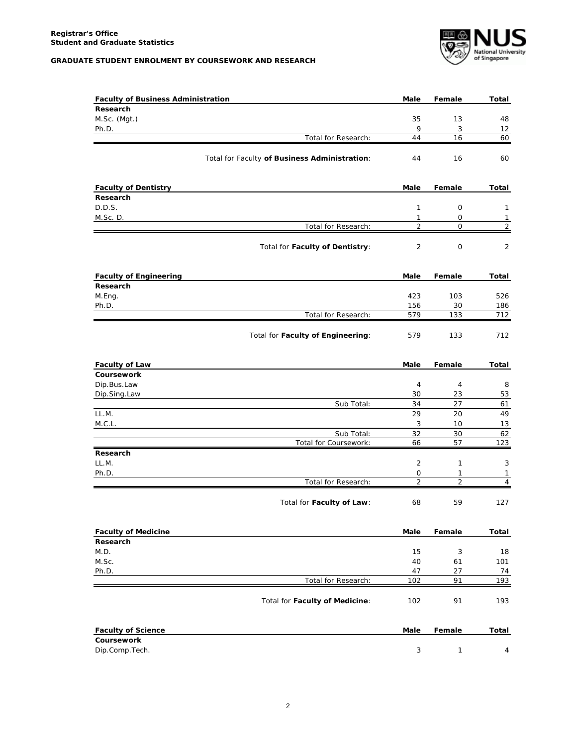**Registrar's Office**
**Student and Graduate Statistics**

**GRADUATE STUDENT ENROLMENT BY COURSEWORK AND RESEARCH**

| Faculty of Business Administration | Male | Female | Total |
|---|---|---|---|
| **Research** | | | |
| M.Sc. (Mgt.) | 35 | 13 | 48 |
| Ph.D. | 9 | 3 | 12 |
| Total for Research: | 44 | 16 | 60 |
| Total for Faculty **of Business Administration**: | 44 | 16 | 60 |

| Faculty of Dentistry | Male | Female | Total |
|---|---|---|---|
| **Research** | | | |
| D.D.S. | 1 | 0 | 1 |
| M.Sc. D. | 1 | 0 | 1 |
| Total for Research: | 2 | 0 | 2 |
| Total for **Faculty of Dentistry**: | 2 | 0 | 2 |

| Faculty of Engineering | Male | Female | Total |
|---|---|---|---|
| **Research** | | | |
| M.Eng. | 423 | 103 | 526 |
| Ph.D. | 156 | 30 | 186 |
| Total for Research: | 579 | 133 | 712 |
| Total for **Faculty of Engineering**: | 579 | 133 | 712 |

| Faculty of Law | Male | Female | Total |
|---|---|---|---|
| **Coursework** | | | |
| Dip.Bus.Law | 4 | 4 | 8 |
| Dip.Sing.Law | 30 | 23 | 53 |
| Sub Total: | 34 | 27 | 61 |
| LL.M. | 29 | 20 | 49 |
| M.C.L. | 3 | 10 | 13 |
| Sub Total: | 32 | 30 | 62 |
| Total for Coursework: | 66 | 57 | 123 |
| **Research** | | | |
| LL.M. | 2 | 1 | 3 |
| Ph.D. | 0 | 1 | 1 |
| Total for Research: | 2 | 2 | 4 |
| Total for **Faculty of Law**: | 68 | 59 | 127 |

| Faculty of Medicine | Male | Female | Total |
|---|---|---|---|
| **Research** | | | |
| M.D. | 15 | 3 | 18 |
| M.Sc. | 40 | 61 | 101 |
| Ph.D. | 47 | 27 | 74 |
| Total for Research: | 102 | 91 | 193 |
| Total for **Faculty of Medicine**: | 102 | 91 | 193 |

| Faculty of Science | Male | Female | Total |
|---|---|---|---|
| **Coursework** | | | |
| Dip.Comp.Tech. | 3 | 1 | 4 |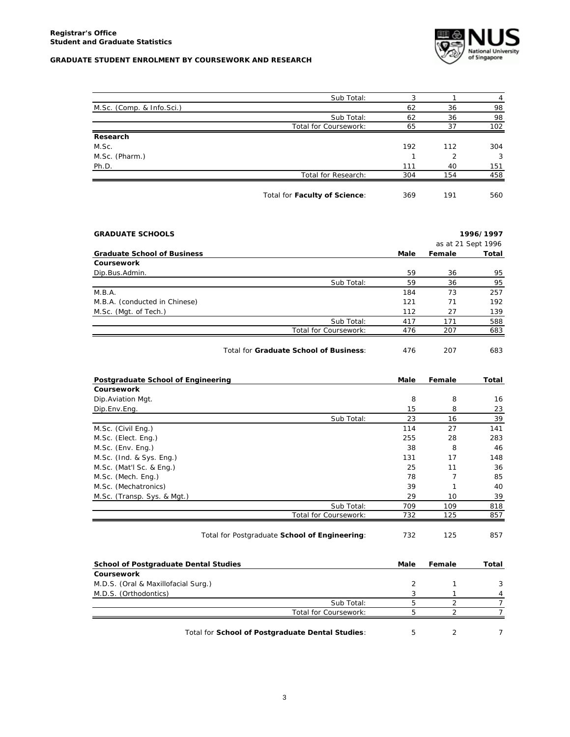| | Male | Female | Total |
|---|---|---|---|
| Sub Total: | 3 | 1 | 4 |
| M.Sc. (Comp. & Info.Sci.) | 62 | 36 | 98 |
| Sub Total: | 62 | 36 | 98 |
| Total for Coursework: | 65 | 37 | 102 |
| **Research** | | | |
| M.Sc. | 192 | 112 | 304 |
| M.Sc. (Pharm.) | 1 | 2 | 3 |
| Ph.D. | 111 | 40 | 151 |
| Total for Research: | 304 | 154 | 458 |
| Total for **Faculty of Science**: | 369 | 191 | 560 |

**GRADUATE SCHOOLS** — **1996/1997**, as at 21 Sept 1996

| **Graduate School of Business** | **Male** | **Female** | **Total** |
|---|---|---|---|
| **Coursework** | | | |
| Dip.Bus.Admin. | 59 | 36 | 95 |
| Sub Total: | 59 | 36 | 95 |
| M.B.A. | 184 | 73 | 257 |
| M.B.A. (conducted in Chinese) | 121 | 71 | 192 |
| M.Sc. (Mgt. of Tech.) | 112 | 27 | 139 |
| Sub Total: | 417 | 171 | 588 |
| Total for Coursework: | 476 | 207 | 683 |
| Total for **Graduate School of Business**: | 476 | 207 | 683 |

| **Postgraduate School of Engineering** | **Male** | **Female** | **Total** |
|---|---|---|---|
| **Coursework** | | | |
| Dip.Aviation Mgt. | 8 | 8 | 16 |
| Dip.Env.Eng. | 15 | 8 | 23 |
| Sub Total: | 23 | 16 | 39 |
| M.Sc. (Civil Eng.) | 114 | 27 | 141 |
| M.Sc. (Elect. Eng.) | 255 | 28 | 283 |
| M.Sc. (Env. Eng.) | 38 | 8 | 46 |
| M.Sc. (Ind. & Sys. Eng.) | 131 | 17 | 148 |
| M.Sc. (Mat'l Sc. & Eng.) | 25 | 11 | 36 |
| M.Sc. (Mech. Eng.) | 78 | 7 | 85 |
| M.Sc. (Mechatronics) | 39 | 1 | 40 |
| M.Sc. (Transp. Sys. & Mgt.) | 29 | 10 | 39 |
| Sub Total: | 709 | 109 | 818 |
| Total for Coursework: | 732 | 125 | 857 |
| Total for Postgraduate **School of Engineering**: | 732 | 125 | 857 |

| **School of Postgraduate Dental Studies** | **Male** | **Female** | **Total** |
|---|---|---|---|
| **Coursework** | | | |
| M.D.S. (Oral & Maxillofacial Surg.) | 2 | 1 | 3 |
| M.D.S. (Orthodontics) | 3 | 1 | 4 |
| Sub Total: | 5 | 2 | 7 |
| Total for Coursework: | 5 | 2 | 7 |
| Total for **School of Postgraduate Dental Studies**: | 5 | 2 | 7 |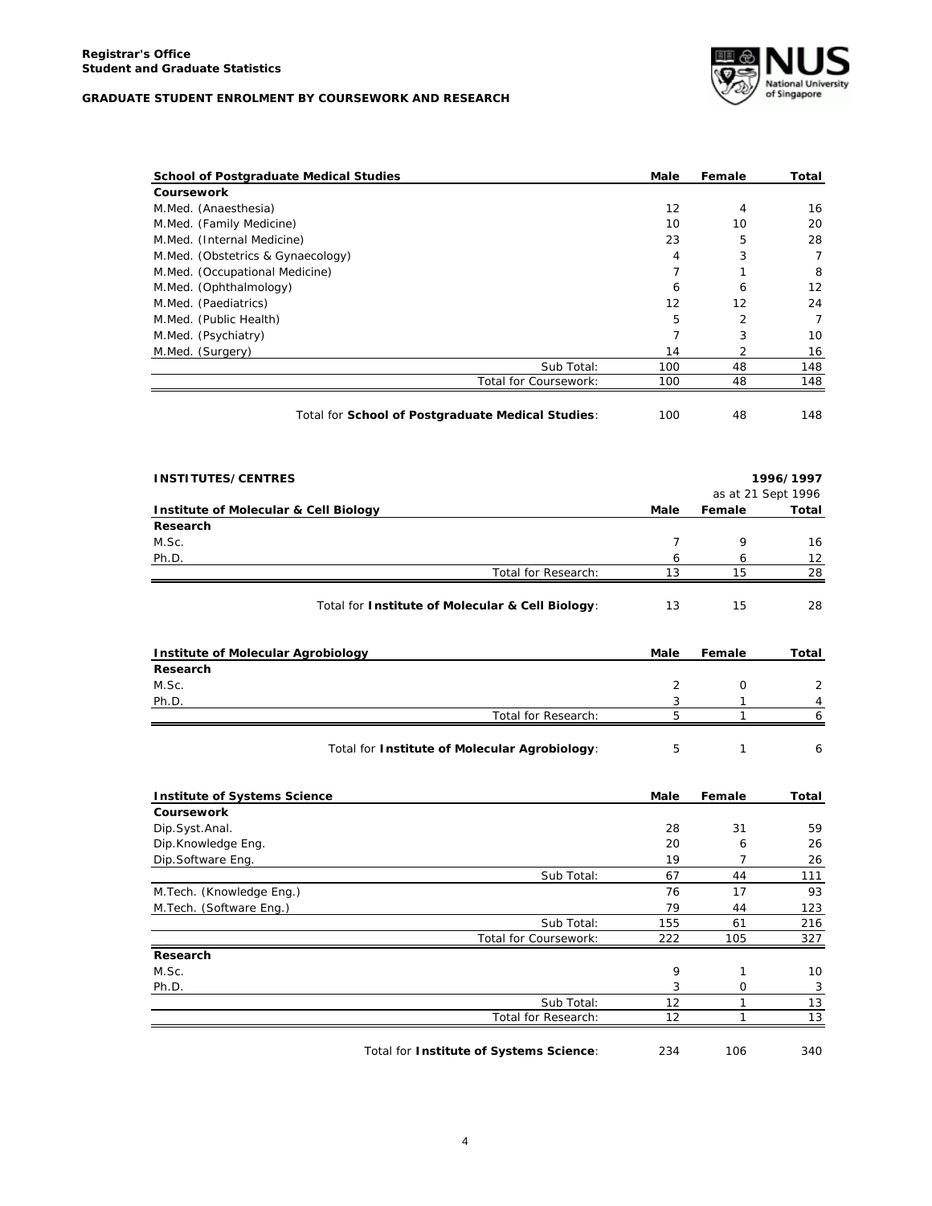**Registrar's Office**
**Student and Graduate Statistics**

**GRADUATE STUDENT ENROLMENT BY COURSEWORK AND RESEARCH**

| School of Postgraduate Medical Studies | Male | Female | Total |
|---|---|---|---|
| **Coursework** | | | |
| M.Med. (Anaesthesia) | 12 | 4 | 16 |
| M.Med. (Family Medicine) | 10 | 10 | 20 |
| M.Med. (Internal Medicine) | 23 | 5 | 28 |
| M.Med. (Obstetrics & Gynaecology) | 4 | 3 | 7 |
| M.Med. (Occupational Medicine) | 7 | 1 | 8 |
| M.Med. (Ophthalmology) | 6 | 6 | 12 |
| M.Med. (Paediatrics) | 12 | 12 | 24 |
| M.Med. (Public Health) | 5 | 2 | 7 |
| M.Med. (Psychiatry) | 7 | 3 | 10 |
| M.Med. (Surgery) | 14 | 2 | 16 |
| Sub Total: | 100 | 48 | 148 |
| Total for Coursework: | 100 | 48 | 148 |
| Total for **School of Postgraduate Medical Studies**: | 100 | 48 | 148 |

**INSTITUTES/CENTRES** — **1996/1997**, as at 21 Sept 1996

| Institute of Molecular & Cell Biology | Male | Female | Total |
|---|---|---|---|
| **Research** | | | |
| M.Sc. | 7 | 9 | 16 |
| Ph.D. | 6 | 6 | 12 |
| Total for Research: | 13 | 15 | 28 |
| Total for **Institute of Molecular & Cell Biology**: | 13 | 15 | 28 |

| Institute of Molecular Agrobiology | Male | Female | Total |
|---|---|---|---|
| **Research** | | | |
| M.Sc. | 2 | 0 | 2 |
| Ph.D. | 3 | 1 | 4 |
| Total for Research: | 5 | 1 | 6 |
| Total for **Institute of Molecular Agrobiology**: | 5 | 1 | 6 |

| Institute of Systems Science | Male | Female | Total |
|---|---|---|---|
| **Coursework** | | | |
| Dip.Syst.Anal. | 28 | 31 | 59 |
| Dip.Knowledge Eng. | 20 | 6 | 26 |
| Dip.Software Eng. | 19 | 7 | 26 |
| Sub Total: | 67 | 44 | 111 |
| M.Tech. (Knowledge Eng.) | 76 | 17 | 93 |
| M.Tech. (Software Eng.) | 79 | 44 | 123 |
| Sub Total: | 155 | 61 | 216 |
| Total for Coursework: | 222 | 105 | 327 |
| **Research** | | | |
| M.Sc. | 9 | 1 | 10 |
| Ph.D. | 3 | 0 | 3 |
| Sub Total: | 12 | 1 | 13 |
| Total for Research: | 12 | 1 | 13 |
| Total for **Institute of Systems Science**: | 234 | 106 | 340 |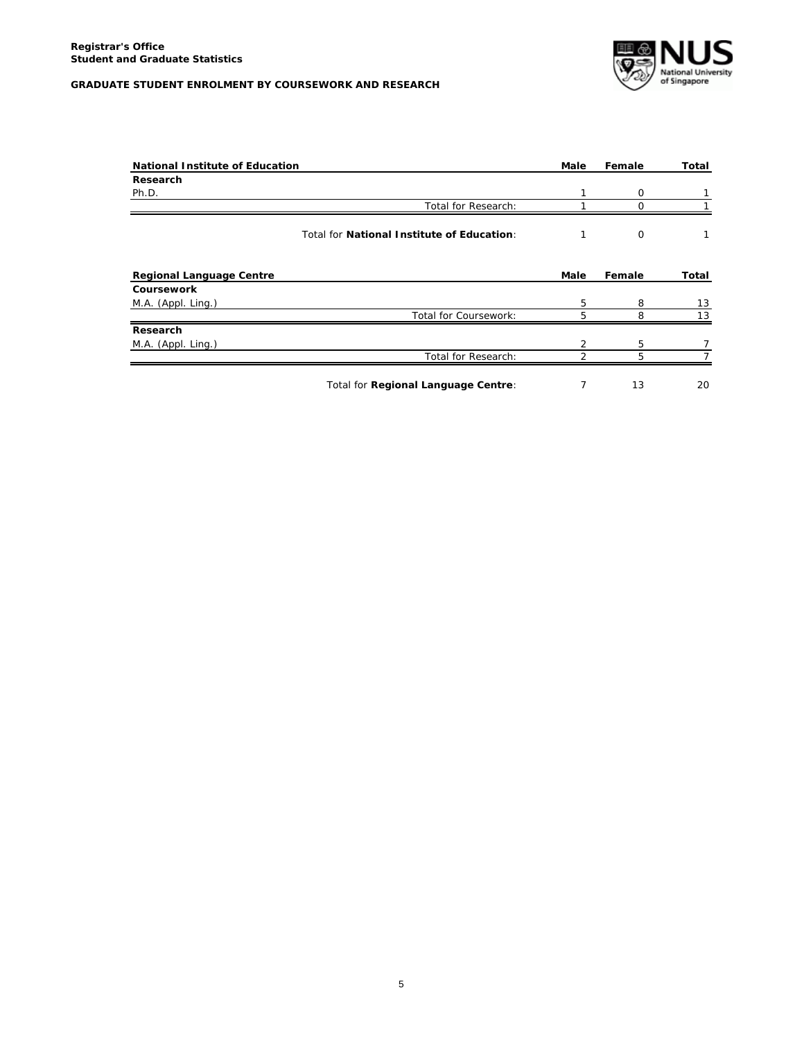**Registrar's Office**
**Student and Graduate Statistics**

**GRADUATE STUDENT ENROLMENT BY COURSEWORK AND RESEARCH**

| National Institute of Education | Male | Female | Total |
| --- | --- | --- | --- |
| **Research** | | | |
| Ph.D. | 1 | 0 | 1 |
| Total for Research: | 1 | 0 | 1 |
| Total for **National Institute of Education**: | 1 | 0 | 1 |

| Regional Language Centre | Male | Female | Total |
| --- | --- | --- | --- |
| **Coursework** | | | |
| M.A. (Appl. Ling.) | 5 | 8 | 13 |
| Total for Coursework: | 5 | 8 | 13 |
| **Research** | | | |
| M.A. (Appl. Ling.) | 2 | 5 | 7 |
| Total for Research: | 2 | 5 | 7 |
| Total for **Regional Language Centre**: | 7 | 13 | 20 |